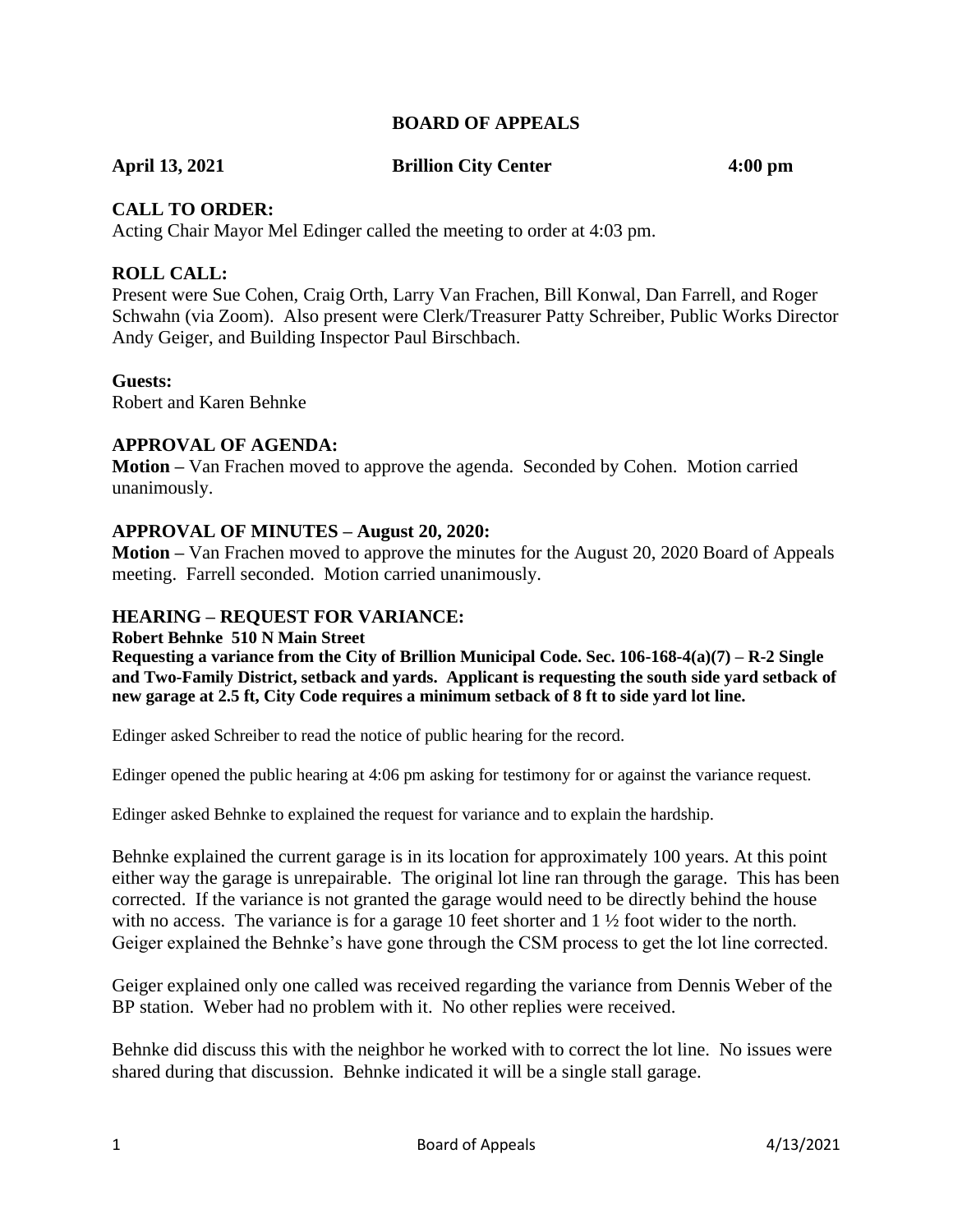# BOARD OF APPEALS

**April 13, 2021 Brillion City Center 4:00 pm**

## CALL TO ORDER:

Acting Chair Mayor Mel Edinger called the meeting to order at 4:03 pm.

## ROLL CALL:

Present were Sue Cohen, Craig Orth, Larry Van Frachen, Bill Konwal, Dan Farrell, and Roger Schwahn (via Zoom). Also present were Clerk/Treasurer Patty Schreiber, Public Works Director Andy Geiger, and Building Inspector Paul Birschbach.

**Guests:**

Robert and Karen Behnke

## APPROVAL OF AGENDA:

**Motion –** Van Frachen moved to approve the agenda. Seconded by Cohen. Motion carried unanimously.

## APPROVAL OF MINUTES – August 20, 2020:

**Motion –** Van Frachen moved to approve the minutes for the August 20, 2020 Board of Appeals meeting. Farrell seconded. Motion carried unanimously.

## HEARING – REQUEST FOR VARIANCE:

**Robert Behnke 510 N Main Street**

**Requesting a variance from the City of Brillion Municipal Code. Sec. 106-168-4(a)(7) – R-2 Single and Two-Family District, setback and yards. Applicant is requesting the south side yard setback of new garage at 2.5 ft, City Code requires a minimum setback of 8 ft to side yard lot line.**

Edinger asked Schreiber to read the notice of public hearing for the record.

Edinger opened the public hearing at 4:06 pm asking for testimony for or against the variance request.

Edinger asked Behnke to explained the request for variance and to explain the hardship.

Behnke explained the current garage is in its location for approximately 100 years. At this point either way the garage is unrepairable. The original lot line ran through the garage. This has been corrected. If the variance is not granted the garage would need to be directly behind the house with no access. The variance is for a garage 10 feet shorter and 1 ½ foot wider to the north. Geiger explained the Behnke's have gone through the CSM process to get the lot line corrected.

Geiger explained only one called was received regarding the variance from Dennis Weber of the BP station. Weber had no problem with it. No other replies were received.

Behnke did discuss this with the neighbor he worked with to correct the lot line. No issues were shared during that discussion. Behnke indicated it will be a single stall garage.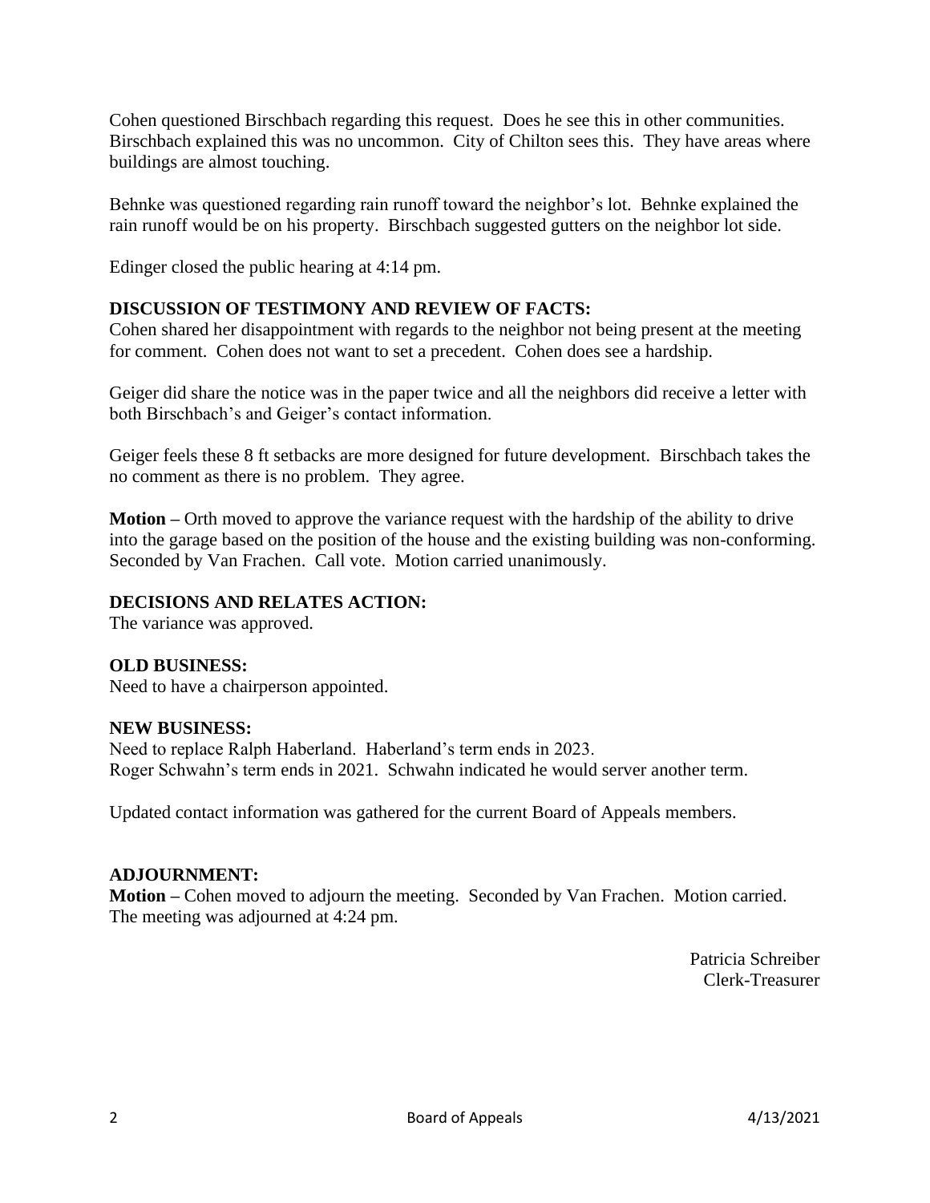Cohen questioned Birschbach regarding this request. Does he see this in other communities. Birschbach explained this was no uncommon. City of Chilton sees this. They have areas where buildings are almost touching.

Behnke was questioned regarding rain runoff toward the neighbor's lot. Behnke explained the rain runoff would be on his property. Birschbach suggested gutters on the neighbor lot side.

Edinger closed the public hearing at 4:14 pm.

**DISCUSSION OF TESTIMONY AND REVIEW OF FACTS:**
Cohen shared her disappointment with regards to the neighbor not being present at the meeting for comment. Cohen does not want to set a precedent. Cohen does see a hardship.

Geiger did share the notice was in the paper twice and all the neighbors did receive a letter with both Birschbach's and Geiger's contact information.

Geiger feels these 8 ft setbacks are more designed for future development. Birschbach takes the no comment as there is no problem. They agree.

**Motion –** Orth moved to approve the variance request with the hardship of the ability to drive into the garage based on the position of the house and the existing building was non-conforming. Seconded by Van Frachen. Call vote. Motion carried unanimously.

**DECISIONS AND RELATES ACTION:**
The variance was approved.

**OLD BUSINESS:**
Need to have a chairperson appointed.

**NEW BUSINESS:**
Need to replace Ralph Haberland. Haberland's term ends in 2023.
Roger Schwahn's term ends in 2021. Schwahn indicated he would server another term.

Updated contact information was gathered for the current Board of Appeals members.

**ADJOURNMENT:**
**Motion –** Cohen moved to adjourn the meeting. Seconded by Van Frachen. Motion carried. The meeting was adjourned at 4:24 pm.

Patricia Schreiber
Clerk-Treasurer